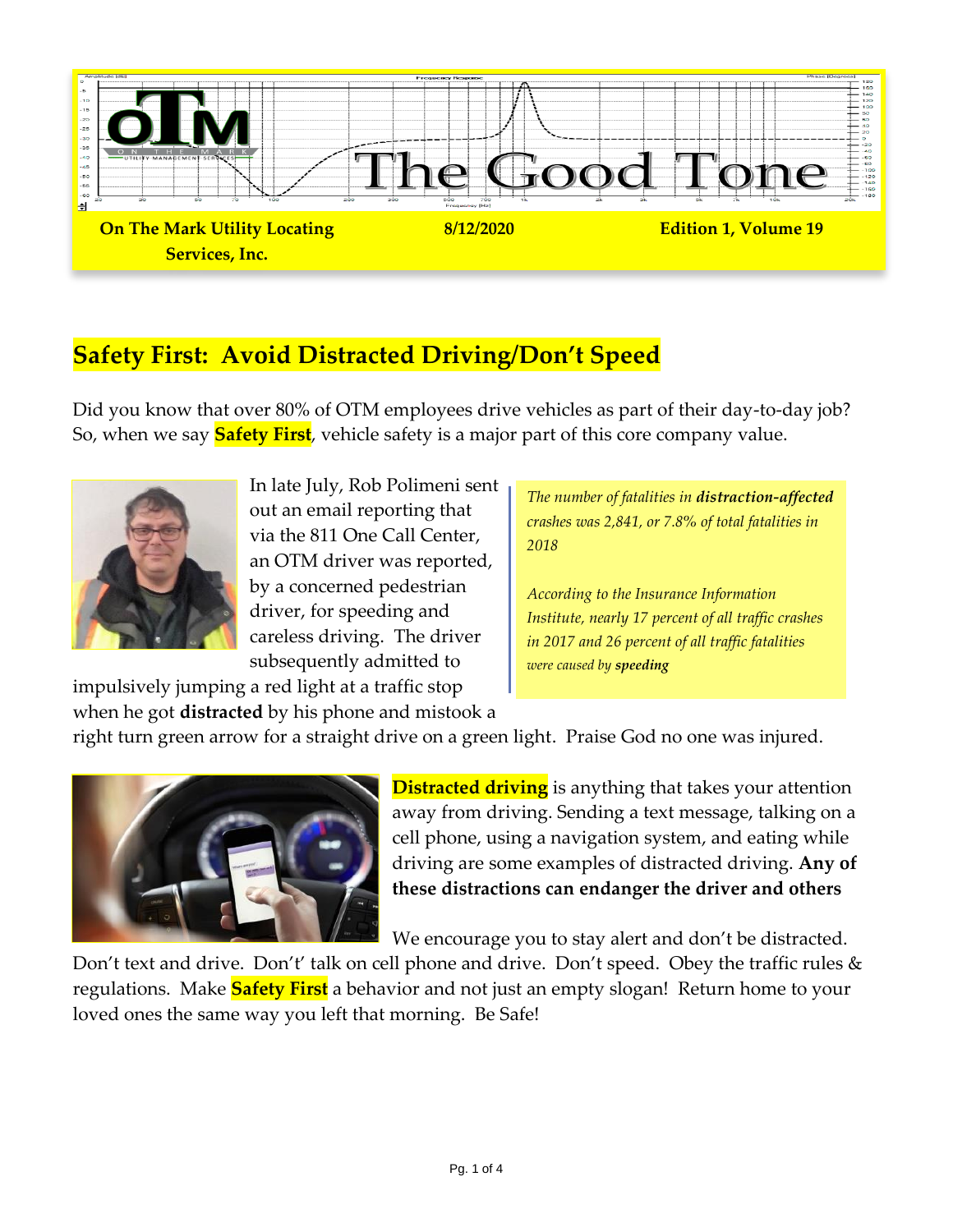# The Good Tone

**On The Mark Utility Locating Services, Inc.** | **8/12/2020** | **Edition 1, Volume 19**

## Safety First: Avoid Distracted Driving/Don't Speed

Did you know that over 80% of OTM employees drive vehicles as part of their day-to-day job? So, when we say **Safety First**, vehicle safety is a major part of this core company value.

In late July, Rob Polimeni sent out an email reporting that via the 811 One Call Center, an OTM driver was reported, by a concerned pedestrian driver, for speeding and careless driving. The driver subsequently admitted to impulsively jumping a red light at a traffic stop when he got **distracted** by his phone and mistook a right turn green arrow for a straight drive on a green light. Praise God no one was injured.

> *The number of fatalities in* ***distraction-affected*** *crashes was 2,841, or 7.8% of total fatalities in 2018*
>
> *According to the Insurance Information Institute, nearly 17 percent of all traffic crashes in 2017 and 26 percent of all traffic fatalities were caused by* ***speeding***

**Distracted driving** is anything that takes your attention away from driving. Sending a text message, talking on a cell phone, using a navigation system, and eating while driving are some examples of distracted driving. **Any of these distractions can endanger the driver and others**

We encourage you to stay alert and don't be distracted. Don't text and drive. Don't' talk on cell phone and drive. Don't speed. Obey the traffic rules & regulations. Make **Safety First** a behavior and not just an empty slogan! Return home to your loved ones the same way you left that morning. Be Safe!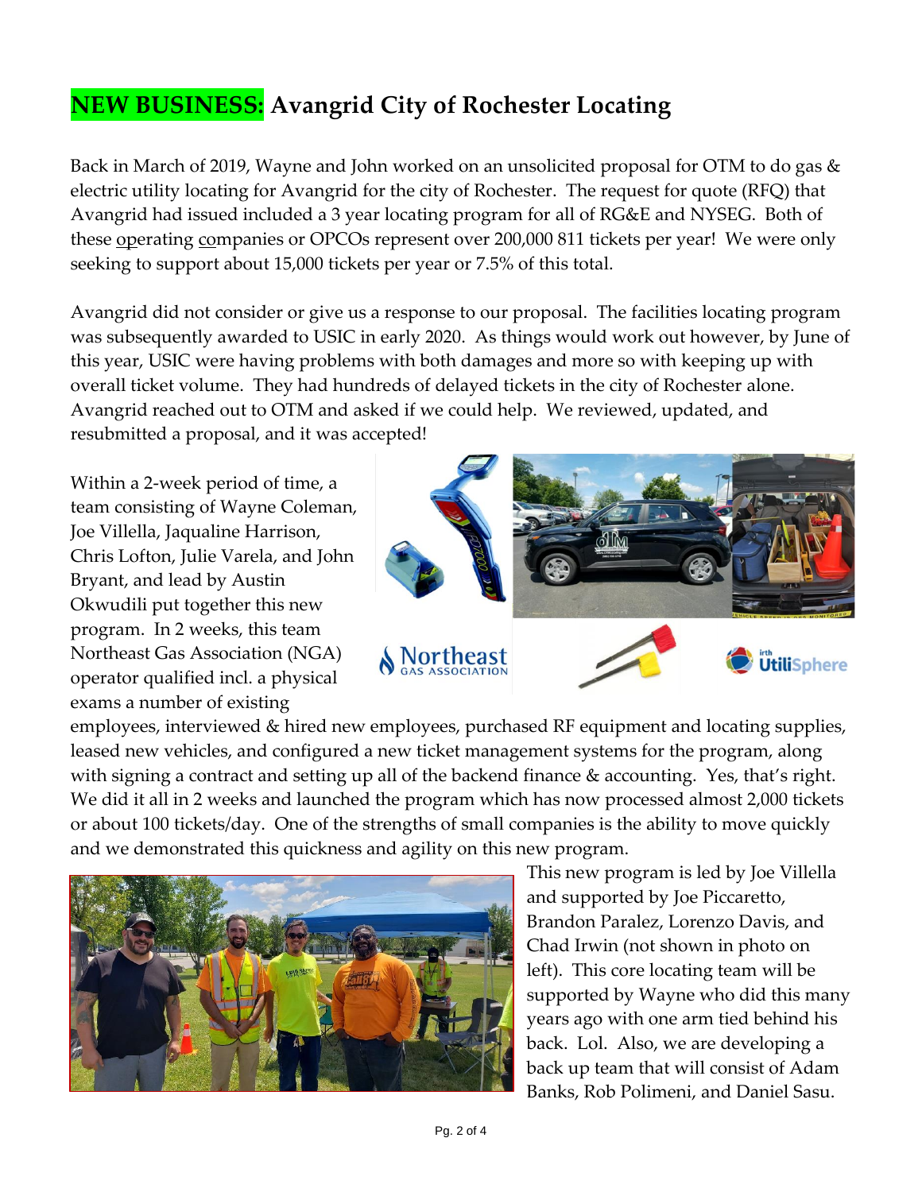# NEW BUSINESS: Avangrid City of Rochester Locating

Back in March of 2019, Wayne and John worked on an unsolicited proposal for OTM to do gas & electric utility locating for Avangrid for the city of Rochester. The request for quote (RFQ) that Avangrid had issued included a 3 year locating program for all of RG&E and NYSEG. Both of these operating companies or OPCOs represent over 200,000 811 tickets per year! We were only seeking to support about 15,000 tickets per year or 7.5% of this total.

Avangrid did not consider or give us a response to our proposal. The facilities locating program was subsequently awarded to USIC in early 2020. As things would work out however, by June of this year, USIC were having problems with both damages and more so with keeping up with overall ticket volume. They had hundreds of delayed tickets in the city of Rochester alone. Avangrid reached out to OTM and asked if we could help. We reviewed, updated, and resubmitted a proposal, and it was accepted!

Within a 2-week period of time, a team consisting of Wayne Coleman, Joe Villella, Jaqualine Harrison, Chris Lofton, Julie Varela, and John Bryant, and lead by Austin Okwudili put together this new program. In 2 weeks, this team Northeast Gas Association (NGA) operator qualified incl. a physical exams a number of existing employees, interviewed & hired new employees, purchased RF equipment and locating supplies, leased new vehicles, and configured a new ticket management systems for the program, along with signing a contract and setting up all of the backend finance & accounting. Yes, that's right. We did it all in 2 weeks and launched the program which has now processed almost 2,000 tickets or about 100 tickets/day. One of the strengths of small companies is the ability to move quickly and we demonstrated this quickness and agility on this new program.

This new program is led by Joe Villella and supported by Joe Piccaretto, Brandon Paralez, Lorenzo Davis, and Chad Irwin (not shown in photo on left). This core locating team will be supported by Wayne who did this many years ago with one arm tied behind his back. Lol. Also, we are developing a back up team that will consist of Adam Banks, Rob Polimeni, and Daniel Sasu.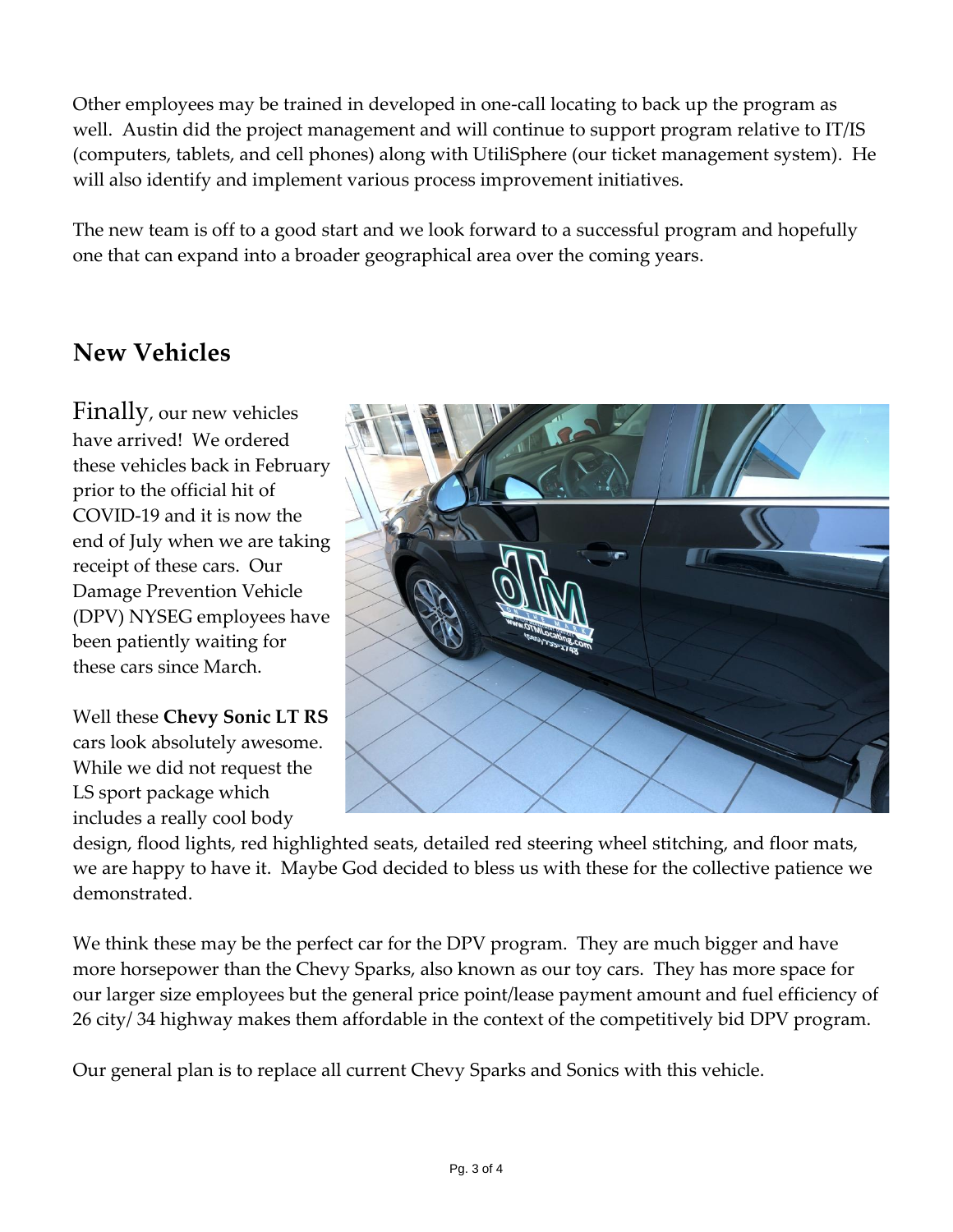Other employees may be trained in developed in one-call locating to back up the program as well. Austin did the project management and will continue to support program relative to IT/IS (computers, tablets, and cell phones) along with UtiliSphere (our ticket management system). He will also identify and implement various process improvement initiatives.

The new team is off to a good start and we look forward to a successful program and hopefully one that can expand into a broader geographical area over the coming years.

## New Vehicles

Finally, our new vehicles have arrived! We ordered these vehicles back in February prior to the official hit of COVID-19 and it is now the end of July when we are taking receipt of these cars. Our Damage Prevention Vehicle (DPV) NYSEG employees have been patiently waiting for these cars since March.

Well these **Chevy Sonic LT RS** cars look absolutely awesome. While we did not request the LS sport package which includes a really cool body design, flood lights, red highlighted seats, detailed red steering wheel stitching, and floor mats, we are happy to have it. Maybe God decided to bless us with these for the collective patience we demonstrated.

We think these may be the perfect car for the DPV program. They are much bigger and have more horsepower than the Chevy Sparks, also known as our toy cars. They has more space for our larger size employees but the general price point/lease payment amount and fuel efficiency of 26 city/ 34 highway makes them affordable in the context of the competitively bid DPV program.

Our general plan is to replace all current Chevy Sparks and Sonics with this vehicle.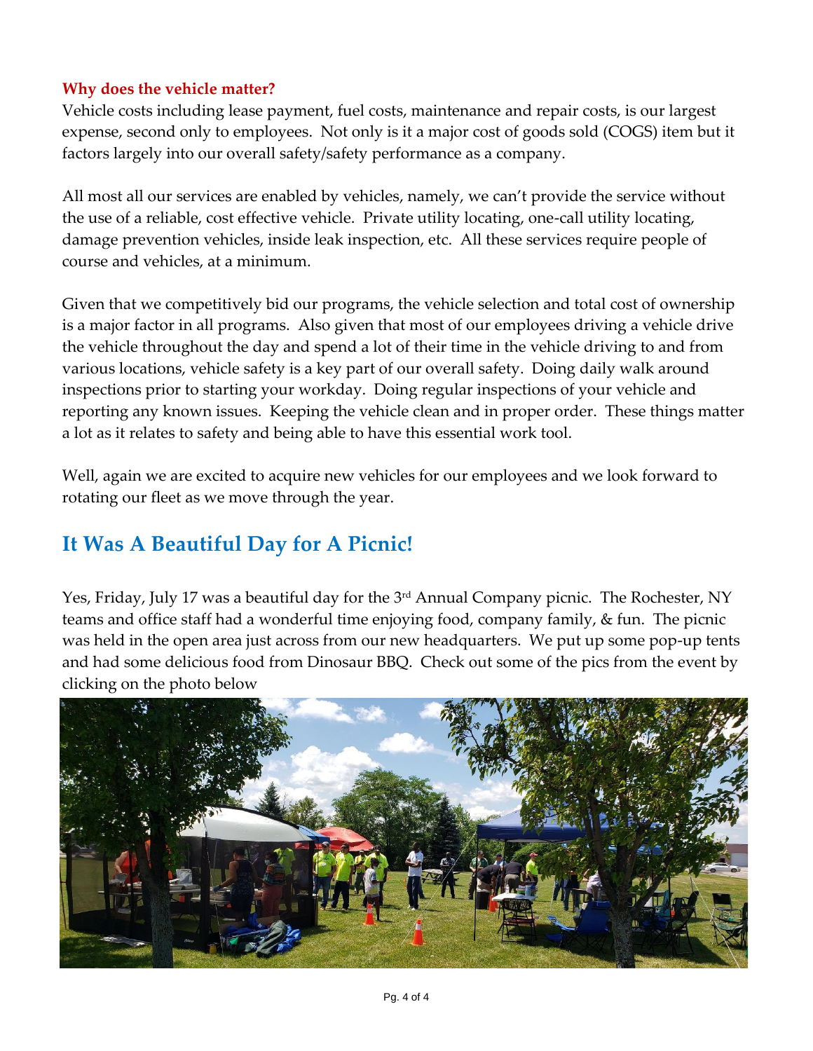### Why does the vehicle matter?

Vehicle costs including lease payment, fuel costs, maintenance and repair costs, is our largest expense, second only to employees. Not only is it a major cost of goods sold (COGS) item but it factors largely into our overall safety/safety performance as a company.

All most all our services are enabled by vehicles, namely, we can't provide the service without the use of a reliable, cost effective vehicle. Private utility locating, one-call utility locating, damage prevention vehicles, inside leak inspection, etc. All these services require people of course and vehicles, at a minimum.

Given that we competitively bid our programs, the vehicle selection and total cost of ownership is a major factor in all programs. Also given that most of our employees driving a vehicle drive the vehicle throughout the day and spend a lot of their time in the vehicle driving to and from various locations, vehicle safety is a key part of our overall safety. Doing daily walk around inspections prior to starting your workday. Doing regular inspections of your vehicle and reporting any known issues. Keeping the vehicle clean and in proper order. These things matter a lot as it relates to safety and being able to have this essential work tool.

Well, again we are excited to acquire new vehicles for our employees and we look forward to rotating our fleet as we move through the year.

## It Was A Beautiful Day for A Picnic!

Yes, Friday, July 17 was a beautiful day for the 3rd Annual Company picnic. The Rochester, NY teams and office staff had a wonderful time enjoying food, company family, & fun. The picnic was held in the open area just across from our new headquarters. We put up some pop-up tents and had some delicious food from Dinosaur BBQ. Check out some of the pics from the event by clicking on the photo below